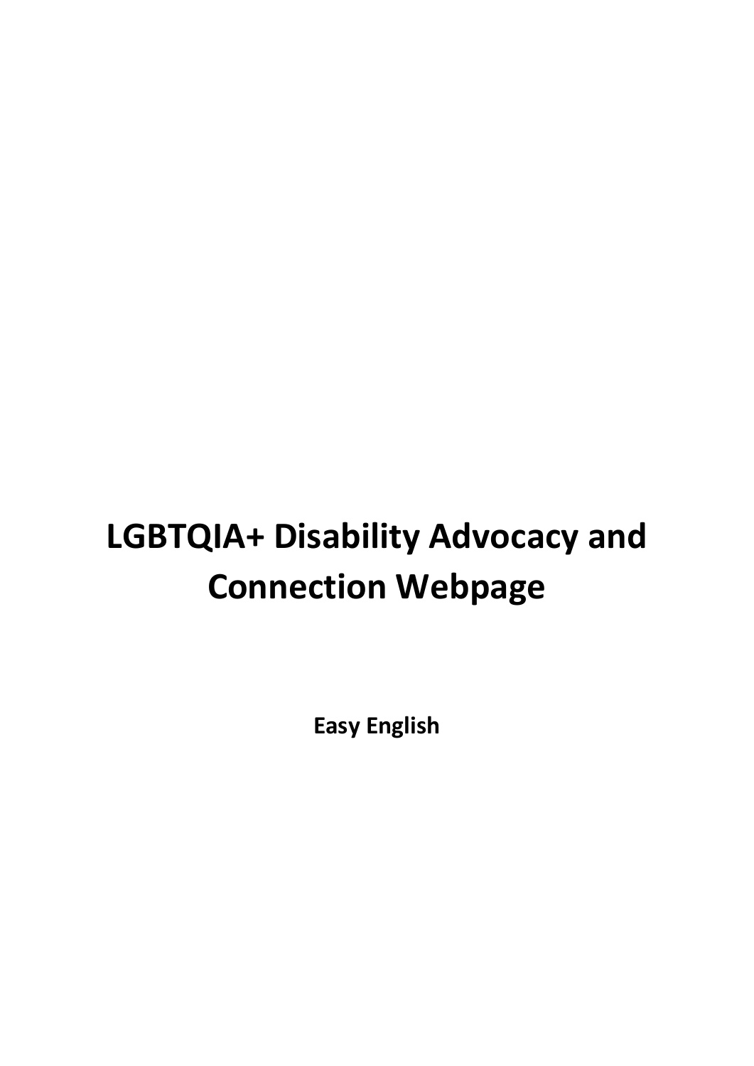# LGBTQIA+ Disability Advocacy and Connection Webpage

**Easy English**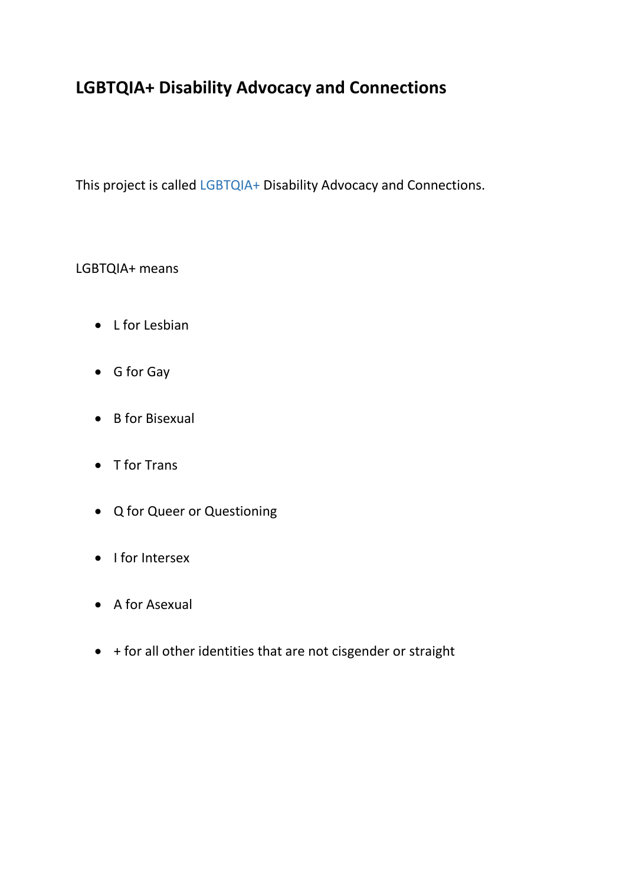# LGBTQIA+ Disability Advocacy and Connections

This project is called LGBTQIA+ Disability Advocacy and Connections.

LGBTQIA+ means

- L for Lesbian
- G for Gay
- B for Bisexual
- T for Trans
- Q for Queer or Questioning
- I for Intersex
- A for Asexual
- + for all other identities that are not cisgender or straight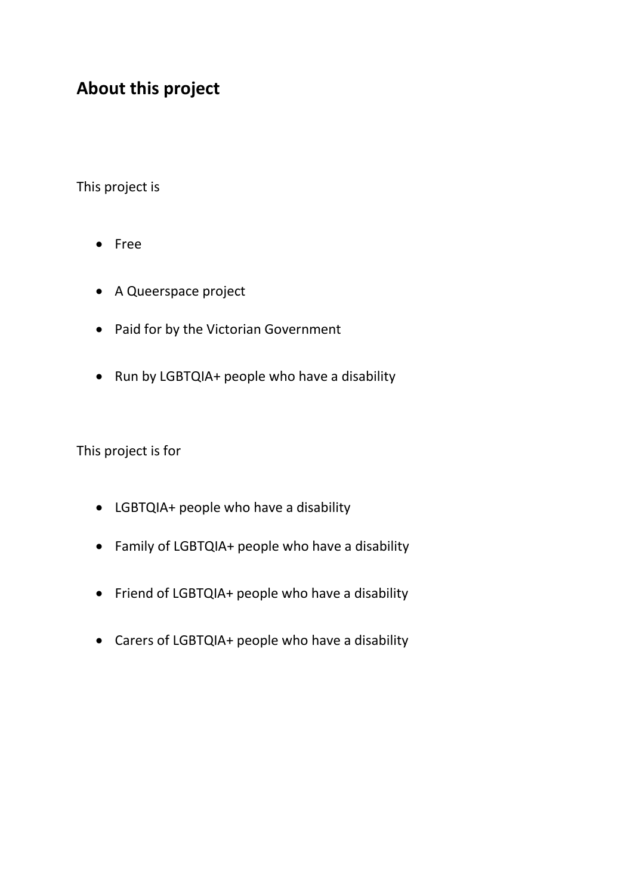## About this project

This project is

- Free
- A Queerspace project
- Paid for by the Victorian Government
- Run by LGBTQIA+ people who have a disability

This project is for

- LGBTQIA+ people who have a disability
- Family of LGBTQIA+ people who have a disability
- Friend of LGBTQIA+ people who have a disability
- Carers of LGBTQIA+ people who have a disability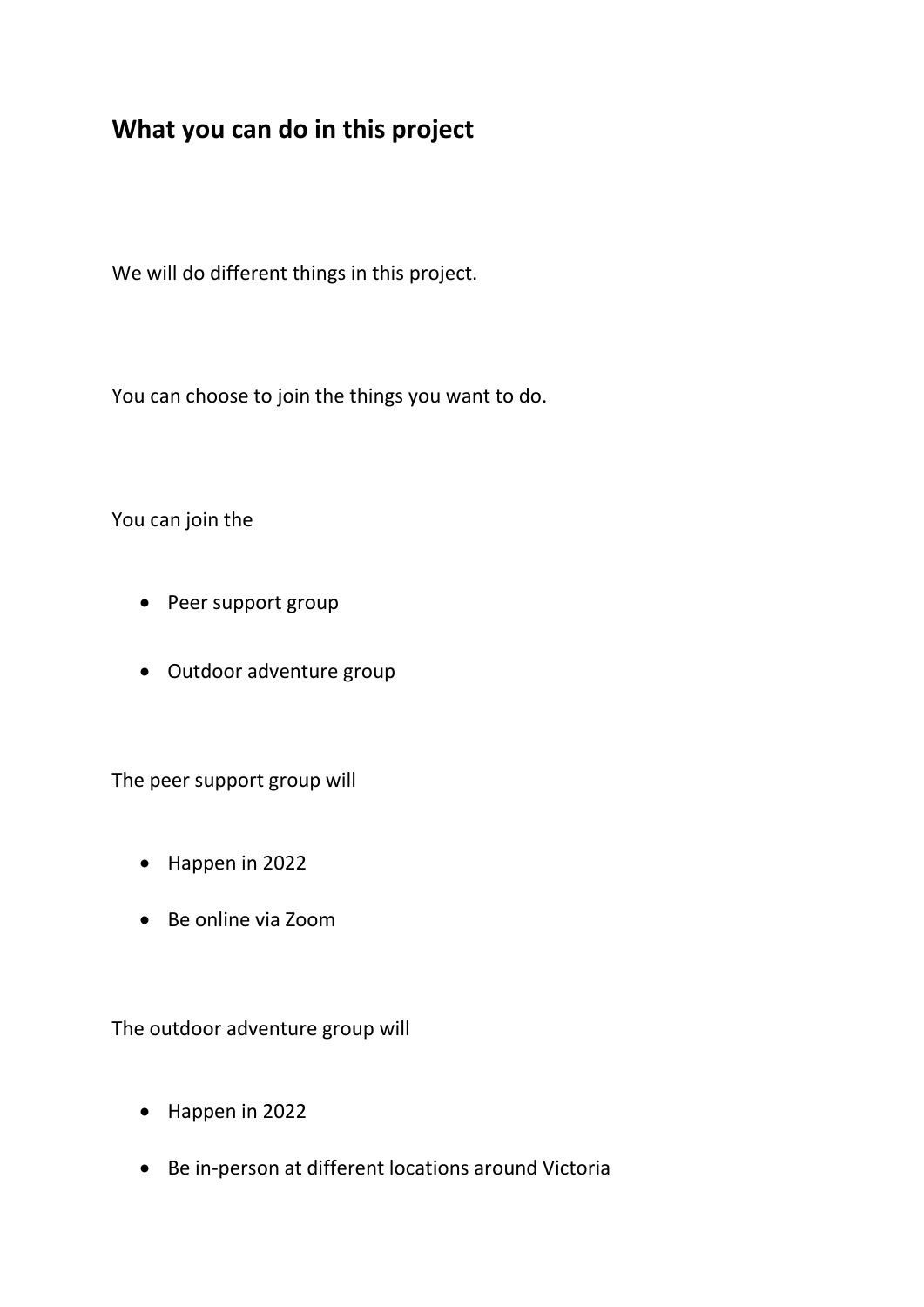## What you can do in this project

We will do different things in this project.

You can choose to join the things you want to do.

You can join the

- Peer support group
- Outdoor adventure group

The peer support group will

- Happen in 2022
- Be online via Zoom

The outdoor adventure group will

- Happen in 2022
- Be in-person at different locations around Victoria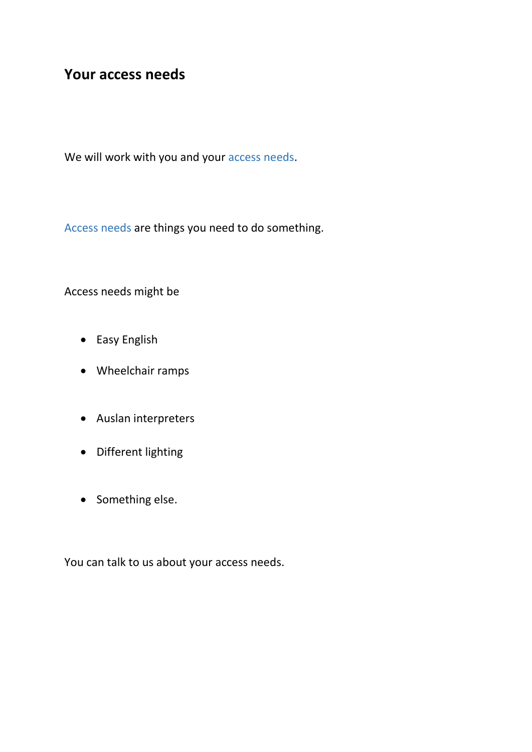## Your access needs

We will work with you and your access needs.

Access needs are things you need to do something.

Access needs might be

- Easy English
- Wheelchair ramps
- Auslan interpreters
- Different lighting
- Something else.

You can talk to us about your access needs.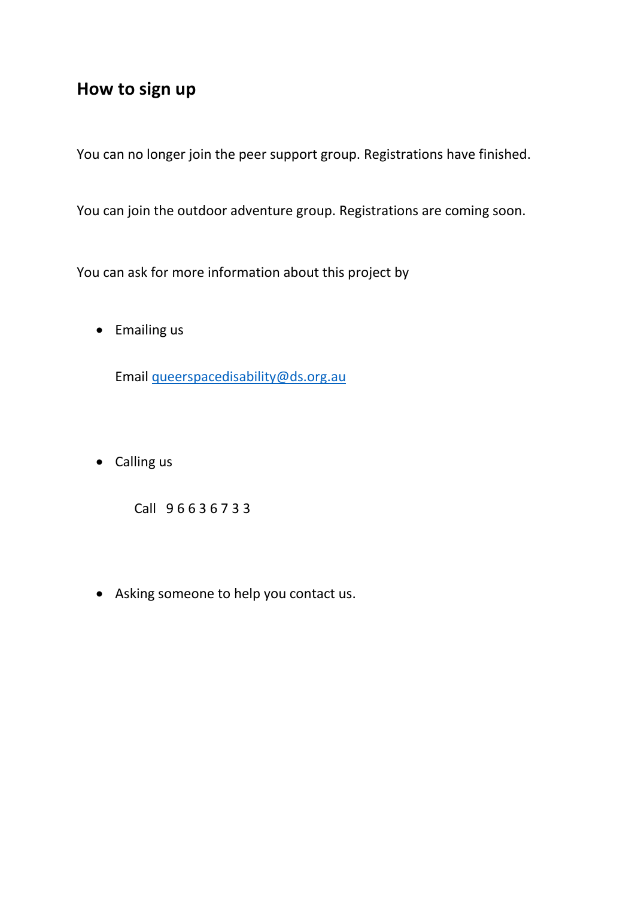## How to sign up

You can no longer join the peer support group. Registrations have finished.

You can join the outdoor adventure group. Registrations are coming soon.

You can ask for more information about this project by

- Emailing us

  Email queerspacedisability@ds.org.au

- Calling us

  Call 9 6 6 3 6 7 3 3

- Asking someone to help you contact us.